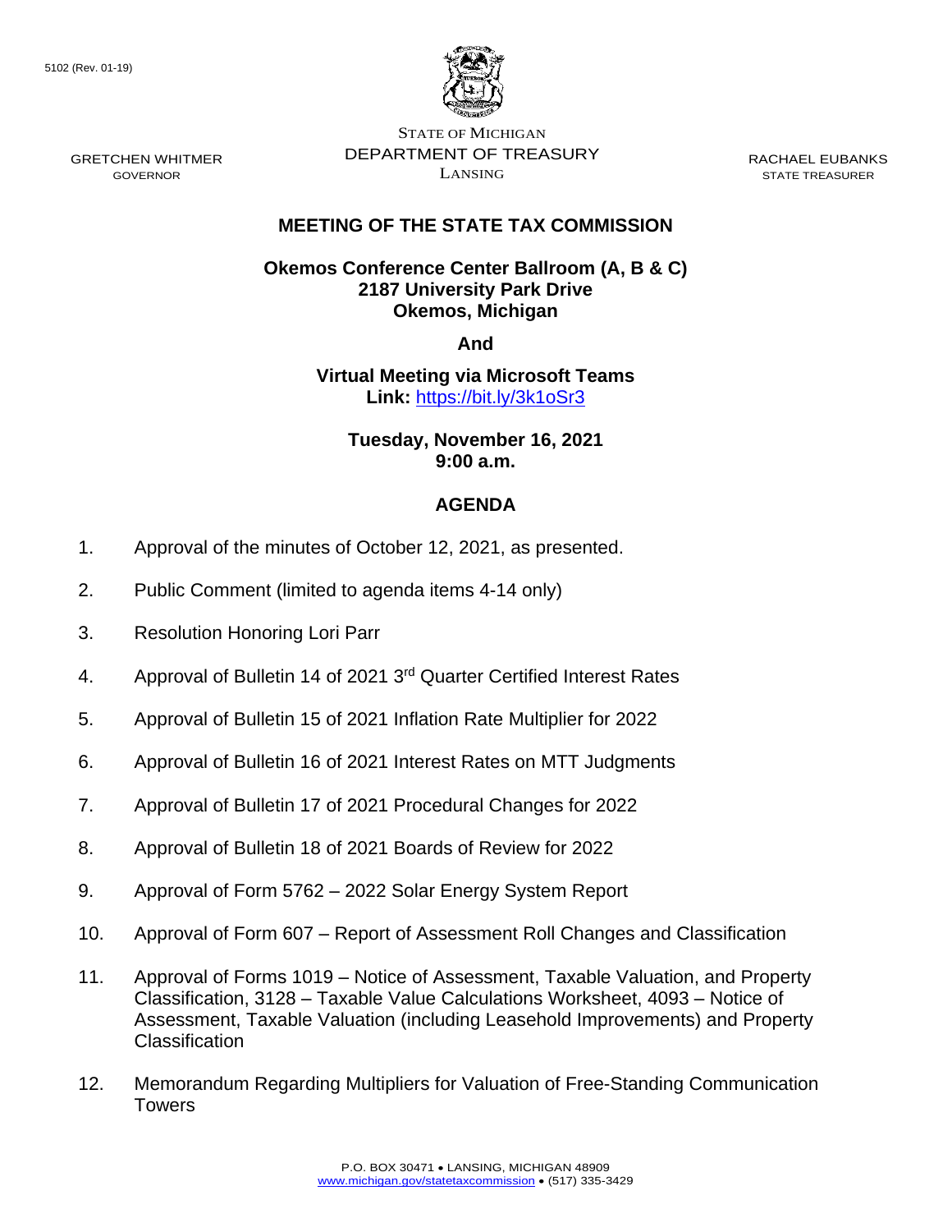5102 (Rev. 01-19)

STATE OF MICHIGAN
DEPARTMENT OF TREASURY
LANSING

GRETCHEN WHITMER
GOVERNOR

RACHAEL EUBANKS
STATE TREASURER

# MEETING OF THE STATE TAX COMMISSION

**Okemos Conference Center Ballroom (A, B & C)**
**2187 University Park Drive**
**Okemos, Michigan**

**And**

**Virtual Meeting via Microsoft Teams**
**Link:** https://bit.ly/3k1oSr3

**Tuesday, November 16, 2021**
**9:00 a.m.**

## AGENDA

1. Approval of the minutes of October 12, 2021, as presented.
2. Public Comment (limited to agenda items 4-14 only)
3. Resolution Honoring Lori Parr
4. Approval of Bulletin 14 of 2021 3rd Quarter Certified Interest Rates
5. Approval of Bulletin 15 of 2021 Inflation Rate Multiplier for 2022
6. Approval of Bulletin 16 of 2021 Interest Rates on MTT Judgments
7. Approval of Bulletin 17 of 2021 Procedural Changes for 2022
8. Approval of Bulletin 18 of 2021 Boards of Review for 2022
9. Approval of Form 5762 – 2022 Solar Energy System Report
10. Approval of Form 607 – Report of Assessment Roll Changes and Classification
11. Approval of Forms 1019 – Notice of Assessment, Taxable Valuation, and Property Classification, 3128 – Taxable Value Calculations Worksheet, 4093 – Notice of Assessment, Taxable Valuation (including Leasehold Improvements) and Property Classification
12. Memorandum Regarding Multipliers for Valuation of Free-Standing Communication Towers

P.O. BOX 30471 • LANSING, MICHIGAN 48909
www.michigan.gov/statetaxcommission • (517) 335-3429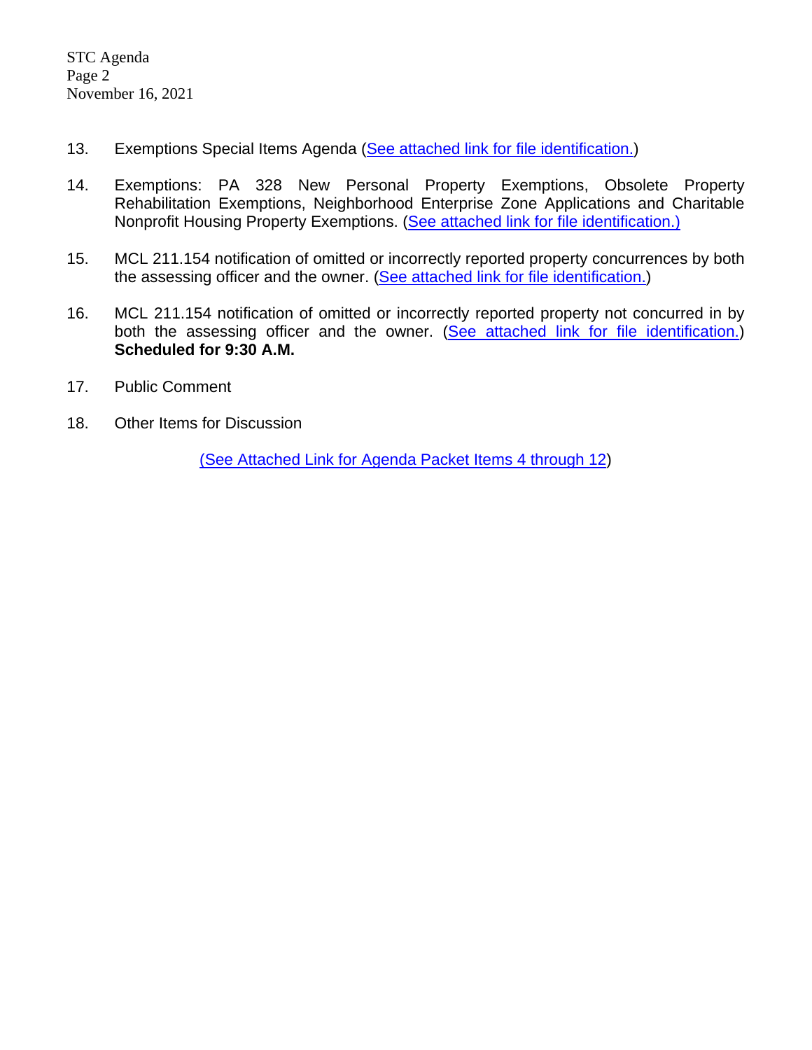13. Exemptions Special Items Agenda (See attached link for file identification.)

14. Exemptions: PA 328 New Personal Property Exemptions, Obsolete Property Rehabilitation Exemptions, Neighborhood Enterprise Zone Applications and Charitable Nonprofit Housing Property Exemptions. (See attached link for file identification.)

15. MCL 211.154 notification of omitted or incorrectly reported property concurrences by both the assessing officer and the owner. (See attached link for file identification.)

16. MCL 211.154 notification of omitted or incorrectly reported property not concurred in by both the assessing officer and the owner. (See attached link for file identification.) **Scheduled for 9:30 A.M.**

17. Public Comment

18. Other Items for Discussion

(See Attached Link for Agenda Packet Items 4 through 12)